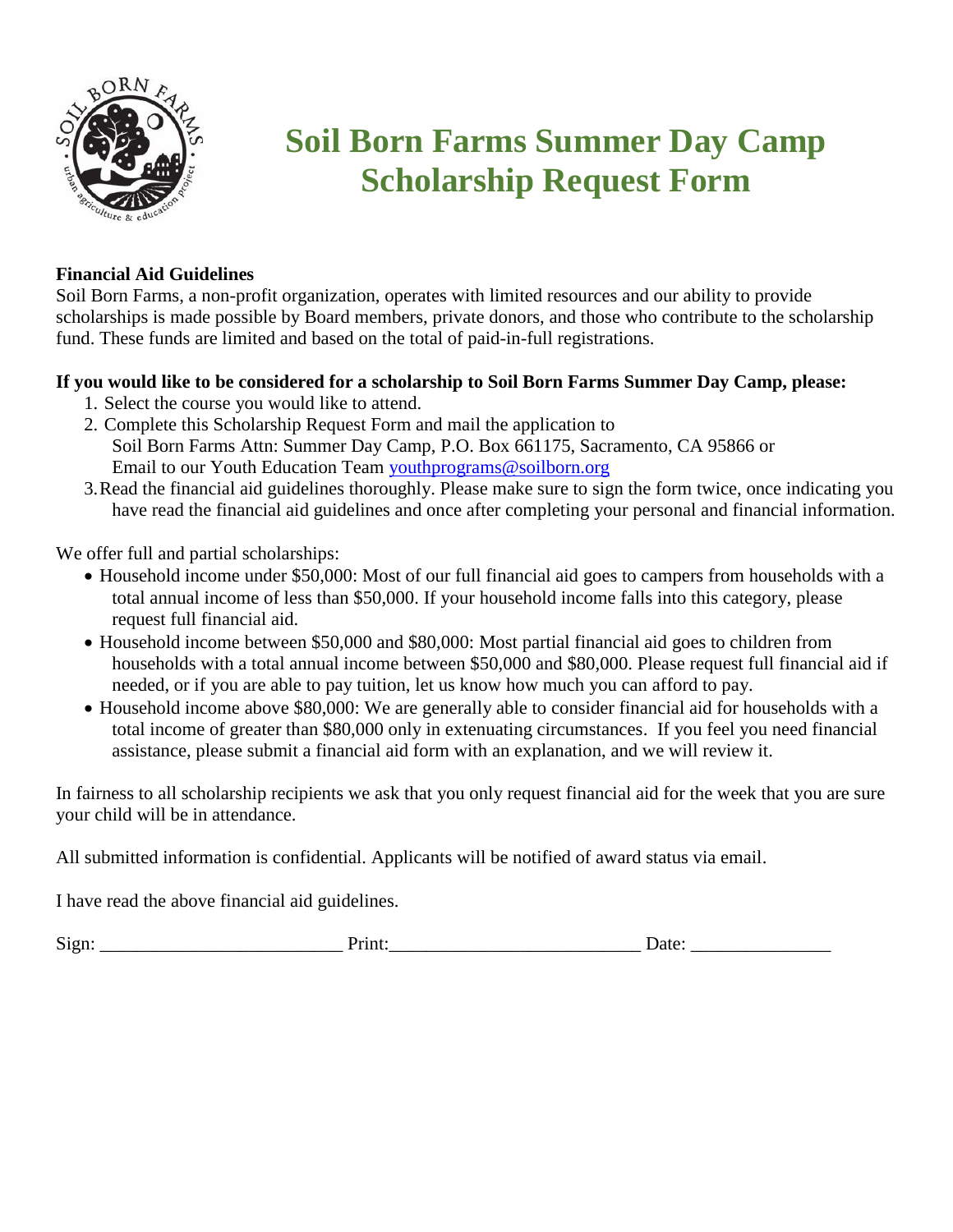# Soil Born Farms Summer Day Camp Scholarship Request Form

**Financial Aid Guidelines**

Soil Born Farms, a non-profit organization, operates with limited resources and our ability to provide scholarships is made possible by Board members, private donors, and those who contribute to the scholarship fund. These funds are limited and based on the total of paid-in-full registrations.

**If you would like to be considered for a scholarship to Soil Born Farms Summer Day Camp, please:**

1. Select the course you would like to attend.
2. Complete this Scholarship Request Form and mail the application to Soil Born Farms Attn: Summer Day Camp, P.O. Box 661175, Sacramento, CA 95866 or Email to our Youth Education Team youthprograms@soilborn.org
3. Read the financial aid guidelines thoroughly. Please make sure to sign the form twice, once indicating you have read the financial aid guidelines and once after completing your personal and financial information.

We offer full and partial scholarships:

- Household income under $50,000: Most of our full financial aid goes to campers from households with a total annual income of less than $50,000. If your household income falls into this category, please request full financial aid.
- Household income between $50,000 and $80,000: Most partial financial aid goes to children from households with a total annual income between $50,000 and $80,000. Please request full financial aid if needed, or if you are able to pay tuition, let us know how much you can afford to pay.
- Household income above $80,000: We are generally able to consider financial aid for households with a total income of greater than $80,000 only in extenuating circumstances. If you feel you need financial assistance, please submit a financial aid form with an explanation, and we will review it.

In fairness to all scholarship recipients we ask that you only request financial aid for the week that you are sure your child will be in attendance.

All submitted information is confidential. Applicants will be notified of award status via email.

I have read the above financial aid guidelines.

Sign: _________________________ Print:__________________________ Date: ______________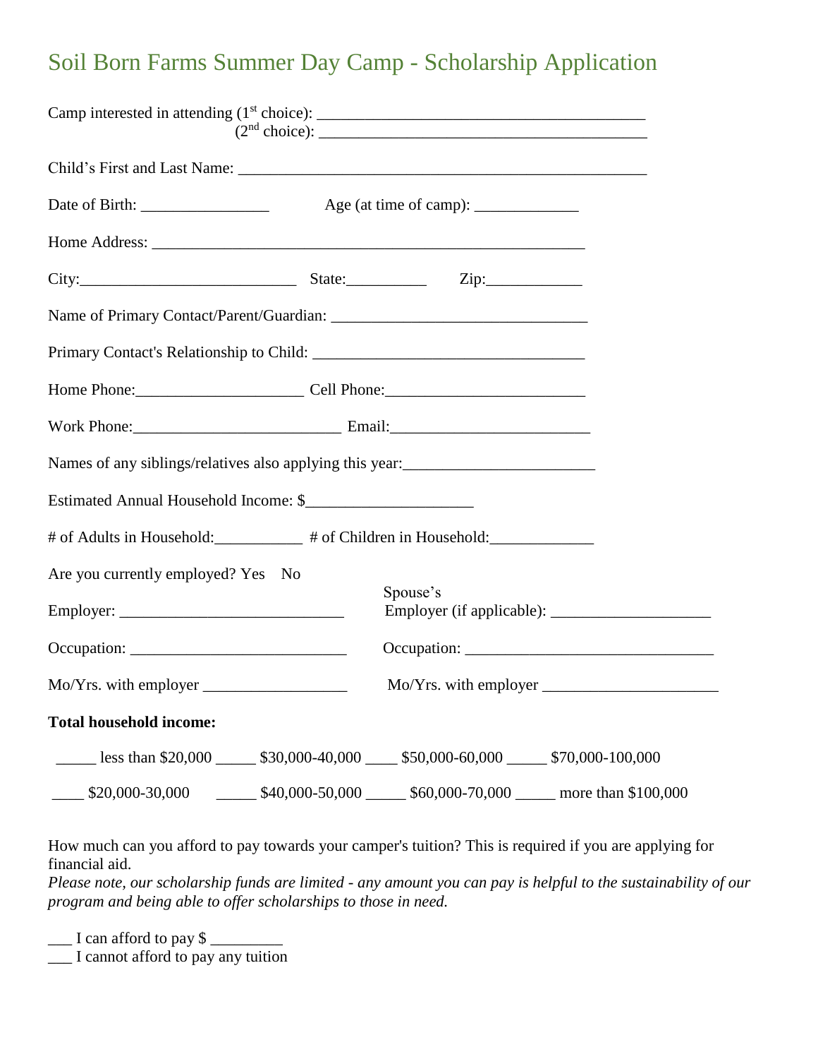# Soil Born Farms Summer Day Camp - Scholarship Application

Camp interested in attending (1st choice): ________________________________________
(2nd choice): ________________________________________

Child's First and Last Name: ____________________________________________________

Date of Birth: ________________ Age (at time of camp): _____________

Home Address: _______________________________________________________

City:___________________________ State:__________ Zip:____________

Name of Primary Contact/Parent/Guardian: ________________________________

Primary Contact's Relationship to Child: __________________________________

Home Phone:_____________________ Cell Phone:_________________________

Work Phone:__________________________ Email:_________________________

Names of any siblings/relatives also applying this year:________________________

Estimated Annual Household Income: $____________________

# of Adults in Household:___________ # of Children in Household:_____________

Are you currently employed? Yes No

Employer: ____________________________

Occupation: ___________________________

Mo/Yrs. with employer __________________

Spouse's Employer (if applicable): ____________________

Occupation: _______________________________

Mo/Yrs. with employer ______________________

**Total household income:**

_____ less than $20,000 _____ $30,000-40,000 ____ $50,000-60,000 _____ $70,000-100,000

____ $20,000-30,000 _____ $40,000-50,000 _____ $60,000-70,000 _____ more than $100,000

How much can you afford to pay towards your camper's tuition? This is required if you are applying for financial aid.
*Please note, our scholarship funds are limited - any amount you can pay is helpful to the sustainability of our program and being able to offer scholarships to those in need.*

___ I can afford to pay $ _________
___ I cannot afford to pay any tuition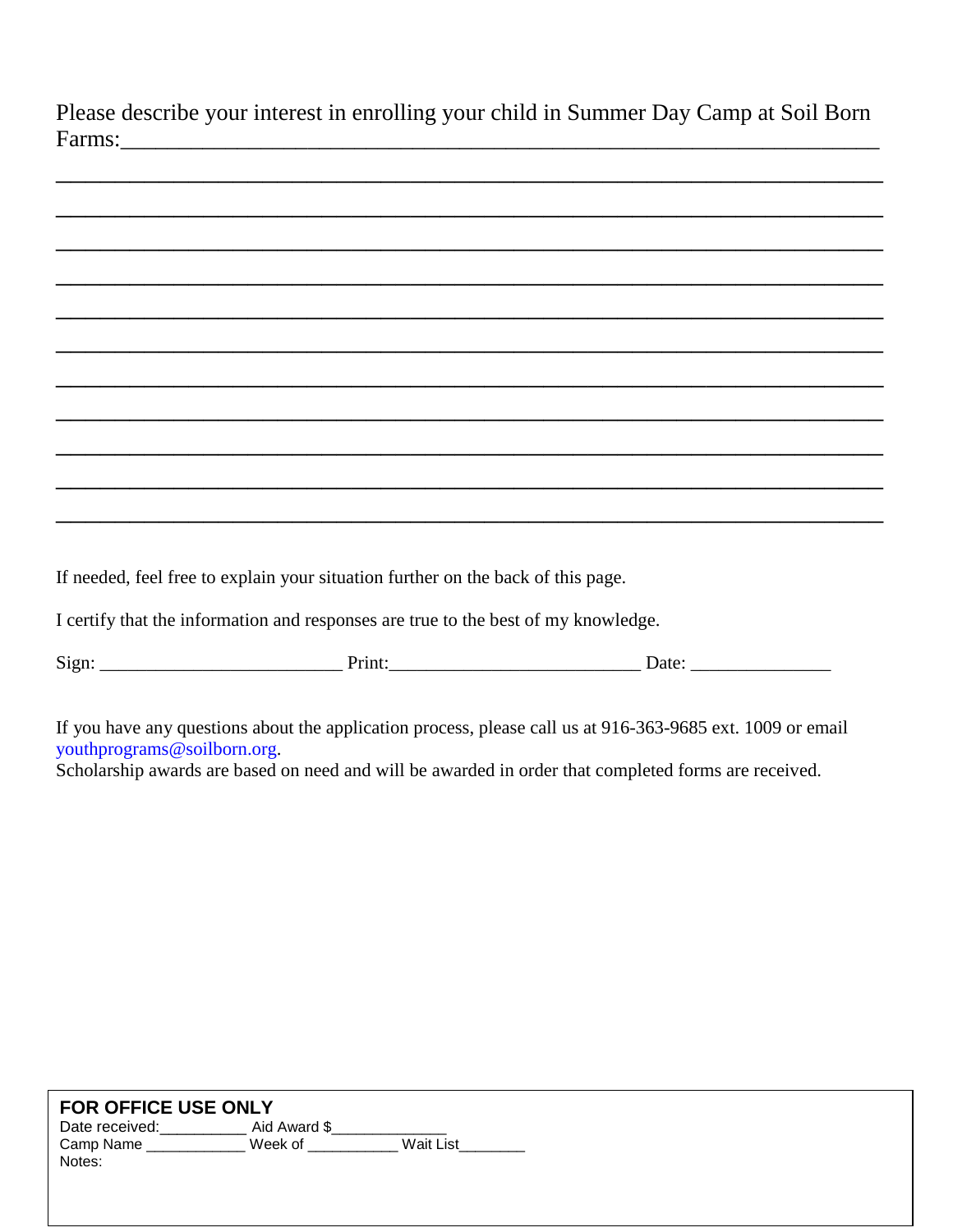Please describe your interest in enrolling your child in Summer Day Camp at Soil Born Farms:___________________________________________________________________

______________________________________________________________________________

______________________________________________________________________________

______________________________________________________________________________

______________________________________________________________________________

______________________________________________________________________________

______________________________________________________________________________

______________________________________________________________________________

______________________________________________________________________________

______________________________________________________________________________

______________________________________________________________________________

______________________________________________________________________________

If needed, feel free to explain your situation further on the back of this page.

I certify that the information and responses are true to the best of my knowledge.

Sign: __________________________ Print:___________________________ Date: _______________

If you have any questions about the application process, please call us at 916-363-9685 ext. 1009 or email youthprograms@soilborn.org.
Scholarship awards are based on need and will be awarded in order that completed forms are received.

**FOR OFFICE USE ONLY**
Date received:__________ Aid Award $_____________
Camp Name ___________ Week of __________ Wait List_______
Notes: